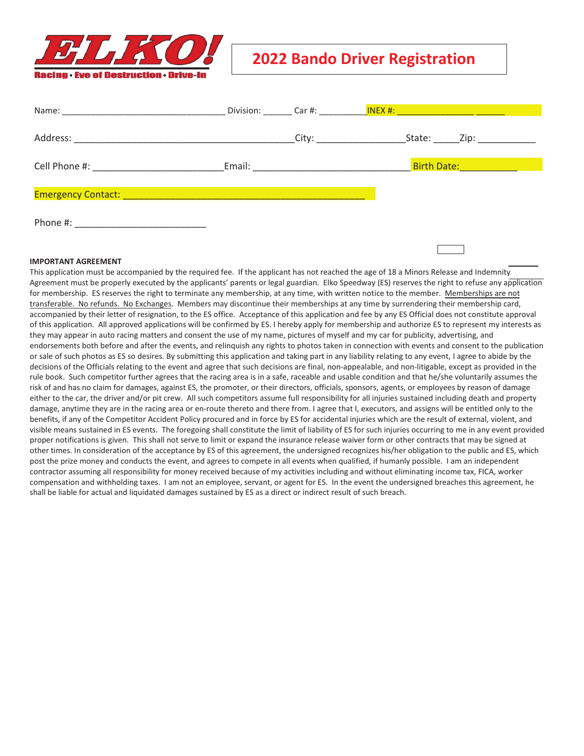ELKO! Racing • Eve of Destruction • Drive-In

# 2022 Bando Driver Registration

Name: _______________________________ Division: ______ Car #: _________ INEX #: _______________ ______

Address: __________________________________________ City: ________________ State: _____ Zip: ___________

Cell Phone #: ________________________ Email: _____________________________ Birth Date: __________

Emergency Contact: ______________________________________________

Phone #: ________________________

**IMPORTANT AGREEMENT**

This application must be accompanied by the required fee. If the applicant has not reached the age of 18 a Minors Release and Indemnity Agreement must be properly executed by the applicants' parents or legal guardian. Elko Speedway (ES) reserves the right to refuse any application for membership. ES reserves the right to terminate any membership, at any time, with written notice to the member. Memberships are not transferable. No refunds. No Exchanges. Members may discontinue their memberships at any time by surrendering their membership card, accompanied by their letter of resignation, to the ES office. Acceptance of this application and fee by any ES Official does not constitute approval of this application. All approved applications will be confirmed by ES. I hereby apply for membership and authorize ES to represent my interests as they may appear in auto racing matters and consent the use of my name, pictures of myself and my car for publicity, advertising, and endorsements both before and after the events, and relinquish any rights to photos taken in connection with events and consent to the publication or sale of such photos as ES so desires. By submitting this application and taking part in any liability relating to any event, I agree to abide by the decisions of the Officials relating to the event and agree that such decisions are final, non-appealable, and non-litigable, except as provided in the rule book. Such competitor further agrees that the racing area is in a safe, raceable and usable condition and that he/she voluntarily assumes the risk of and has no claim for damages, against ES, the promoter, or their directors, officials, sponsors, agents, or employees by reason of damage either to the car, the driver and/or pit crew. All such competitors assume full responsibility for all injuries sustained including death and property damage, anytime they are in the racing area or en-route thereto and there from. I agree that I, executors, and assigns will be entitled only to the benefits, if any of the Competitor Accident Policy procured and in force by ES for accidental injuries which are the result of external, violent, and visible means sustained in ES events. The foregoing shall constitute the limit of liability of ES for such injuries occurring to me in any event provided proper notifications is given. This shall not serve to limit or expand the insurance release waiver form or other contracts that may be signed at other times. In consideration of the acceptance by ES of this agreement, the undersigned recognizes his/her obligation to the public and ES, which post the prize money and conducts the event, and agrees to compete in all events when qualified, if humanly possible. I am an independent contractor assuming all responsibility for money received because of my activities including and without eliminating income tax, FICA, worker compensation and withholding taxes. I am not an employee, servant, or agent for ES. In the event the undersigned breaches this agreement, he shall be liable for actual and liquidated damages sustained by ES as a direct or indirect result of such breach.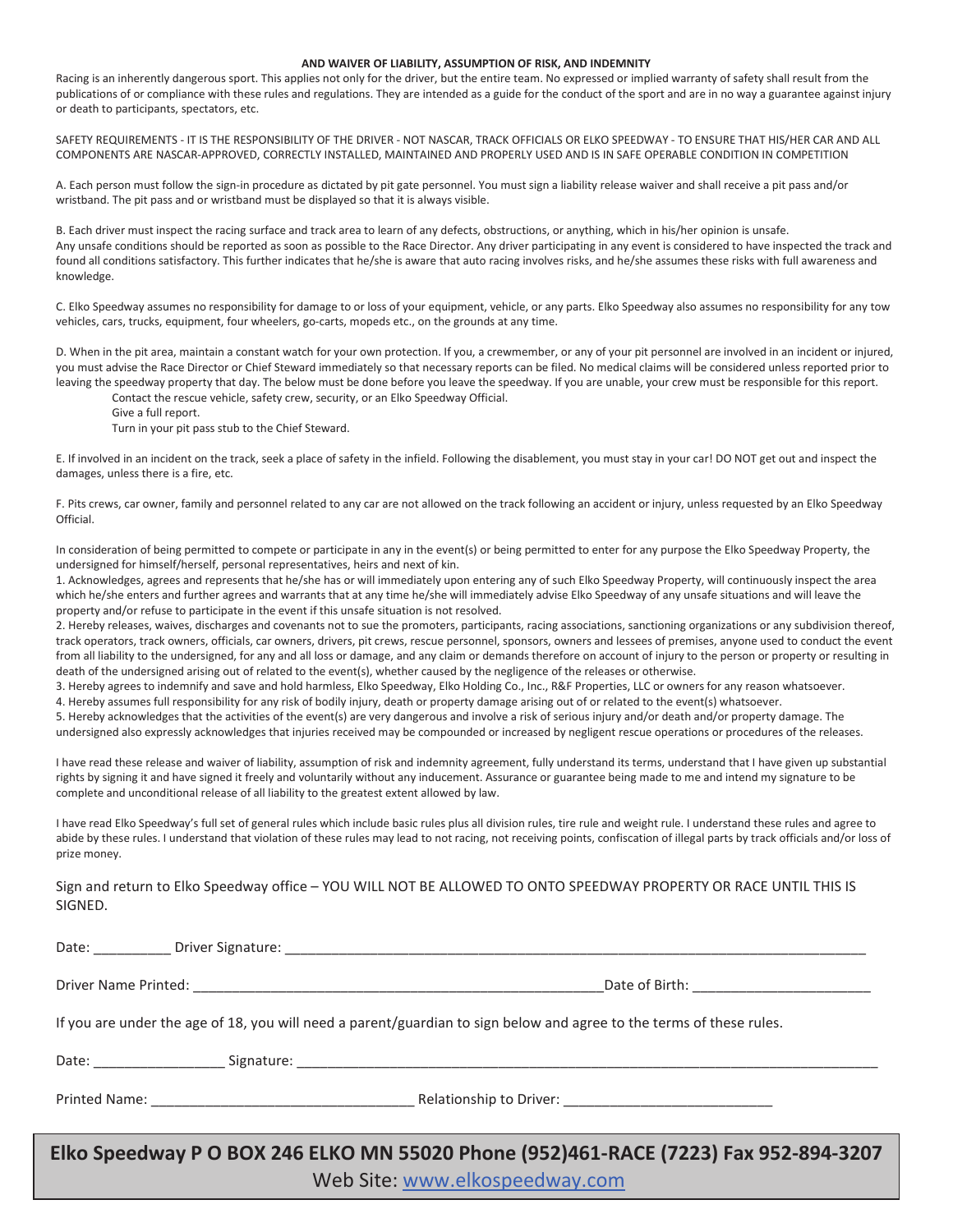### AND WAIVER OF LIABILITY, ASSUMPTION OF RISK, AND INDEMNITY

Racing is an inherently dangerous sport. This applies not only for the driver, but the entire team. No expressed or implied warranty of safety shall result from the publications of or compliance with these rules and regulations. They are intended as a guide for the conduct of the sport and are in no way a guarantee against injury or death to participants, spectators, etc.

SAFETY REQUIREMENTS - IT IS THE RESPONSIBILITY OF THE DRIVER - NOT NASCAR, TRACK OFFICIALS OR ELKO SPEEDWAY - TO ENSURE THAT HIS/HER CAR AND ALL COMPONENTS ARE NASCAR-APPROVED, CORRECTLY INSTALLED, MAINTAINED AND PROPERLY USED AND IS IN SAFE OPERABLE CONDITION IN COMPETITION

A. Each person must follow the sign-in procedure as dictated by pit gate personnel. You must sign a liability release waiver and shall receive a pit pass and/or wristband. The pit pass and or wristband must be displayed so that it is always visible.

B. Each driver must inspect the racing surface and track area to learn of any defects, obstructions, or anything, which in his/her opinion is unsafe. Any unsafe conditions should be reported as soon as possible to the Race Director. Any driver participating in any event is considered to have inspected the track and found all conditions satisfactory. This further indicates that he/she is aware that auto racing involves risks, and he/she assumes these risks with full awareness and knowledge.

C. Elko Speedway assumes no responsibility for damage to or loss of your equipment, vehicle, or any parts. Elko Speedway also assumes no responsibility for any tow vehicles, cars, trucks, equipment, four wheelers, go-carts, mopeds etc., on the grounds at any time.

D. When in the pit area, maintain a constant watch for your own protection. If you, a crewmember, or any of your pit personnel are involved in an incident or injured, you must advise the Race Director or Chief Steward immediately so that necessary reports can be filed. No medical claims will be considered unless reported prior to leaving the speedway property that day. The below must be done before you leave the speedway. If you are unable, your crew must be responsible for this report.

Contact the rescue vehicle, safety crew, security, or an Elko Speedway Official.
Give a full report.
Turn in your pit pass stub to the Chief Steward.

E. If involved in an incident on the track, seek a place of safety in the infield. Following the disablement, you must stay in your car! DO NOT get out and inspect the damages, unless there is a fire, etc.

F. Pits crews, car owner, family and personnel related to any car are not allowed on the track following an accident or injury, unless requested by an Elko Speedway Official.

In consideration of being permitted to compete or participate in any in the event(s) or being permitted to enter for any purpose the Elko Speedway Property, the undersigned for himself/herself, personal representatives, heirs and next of kin.

1. Acknowledges, agrees and represents that he/she has or will immediately upon entering any of such Elko Speedway Property, will continuously inspect the area which he/she enters and further agrees and warrants that at any time he/she will immediately advise Elko Speedway of any unsafe situations and will leave the property and/or refuse to participate in the event if this unsafe situation is not resolved.
2. Hereby releases, waives, discharges and covenants not to sue the promoters, participants, racing associations, sanctioning organizations or any subdivision thereof, track operators, track owners, officials, car owners, drivers, pit crews, rescue personnel, sponsors, owners and lessees of premises, anyone used to conduct the event from all liability to the undersigned, for any and all loss or damage, and any claim or demands therefore on account of injury to the person or property or resulting in death of the undersigned arising out of related to the event(s), whether caused by the negligence of the releases or otherwise.
3. Hereby agrees to indemnify and save and hold harmless, Elko Speedway, Elko Holding Co., Inc., R&F Properties, LLC or owners for any reason whatsoever.
4. Hereby assumes full responsibility for any risk of bodily injury, death or property damage arising out of or related to the event(s) whatsoever.
5. Hereby acknowledges that the activities of the event(s) are very dangerous and involve a risk of serious injury and/or death and/or property damage. The undersigned also expressly acknowledges that injuries received may be compounded or increased by negligent rescue operations or procedures of the releases.

I have read these release and waiver of liability, assumption of risk and indemnity agreement, fully understand its terms, understand that I have given up substantial rights by signing it and have signed it freely and voluntarily without any inducement. Assurance or guarantee being made to me and intend my signature to be complete and unconditional release of all liability to the greatest extent allowed by law.

I have read Elko Speedway's full set of general rules which include basic rules plus all division rules, tire rule and weight rule. I understand these rules and agree to abide by these rules. I understand that violation of these rules may lead to not racing, not receiving points, confiscation of illegal parts by track officials and/or loss of prize money.

Sign and return to Elko Speedway office – YOU WILL NOT BE ALLOWED TO ONTO SPEEDWAY PROPERTY OR RACE UNTIL THIS IS SIGNED.

Date: __________ Driver Signature: ______________________________________________

Driver Name Printed: ______________________________________ Date of Birth: ______________________

If you are under the age of 18, you will need a parent/guardian to sign below and agree to the terms of these rules.

Date: ________________ Signature: ______________________________________________

Printed Name: ________________________________ Relationship to Driver: __________________________

**Elko Speedway P O BOX 246 ELKO MN 55020 Phone (952)461-RACE (7223) Fax 952-894-3207**

Web Site: [www.elkospeedway.com](http://www.elkospeedway.com)